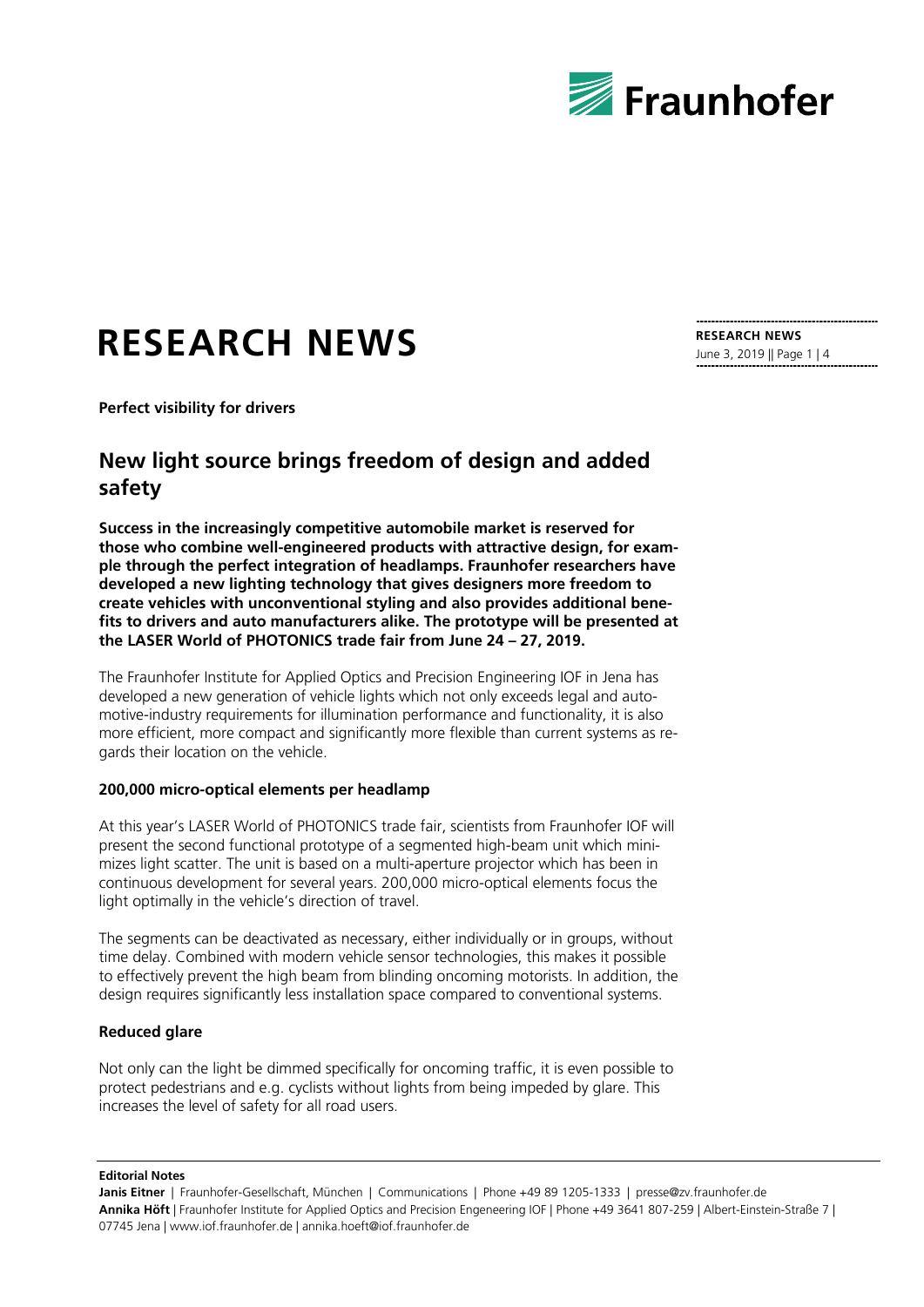# RESEARCH NEWS

**Perfect visibility for drivers**

## New light source brings freedom of design and added safety

**Success in the increasingly competitive automobile market is reserved for those who combine well-engineered products with attractive design, for example through the perfect integration of headlamps. Fraunhofer researchers have developed a new lighting technology that gives designers more freedom to create vehicles with unconventional styling and also provides additional benefits to drivers and auto manufacturers alike. The prototype will be presented at the LASER World of PHOTONICS trade fair from June 24 – 27, 2019.**

The Fraunhofer Institute for Applied Optics and Precision Engineering IOF in Jena has developed a new generation of vehicle lights which not only exceeds legal and automotive-industry requirements for illumination performance and functionality, it is also more efficient, more compact and significantly more flexible than current systems as regards their location on the vehicle.

### 200,000 micro-optical elements per headlamp

At this year's LASER World of PHOTONICS trade fair, scientists from Fraunhofer IOF will present the second functional prototype of a segmented high-beam unit which minimizes light scatter. The unit is based on a multi-aperture projector which has been in continuous development for several years. 200,000 micro-optical elements focus the light optimally in the vehicle's direction of travel.

The segments can be deactivated as necessary, either individually or in groups, without time delay. Combined with modern vehicle sensor technologies, this makes it possible to effectively prevent the high beam from blinding oncoming motorists. In addition, the design requires significantly less installation space compared to conventional systems.

### Reduced glare

Not only can the light be dimmed specifically for oncoming traffic, it is even possible to protect pedestrians and e.g. cyclists without lights from being impeded by glare. This increases the level of safety for all road users.

**Editorial Notes**

**Janis Eitner** | Fraunhofer-Gesellschaft, München | Communications | Phone +49 89 1205-1333 | presse@zv.fraunhofer.de
**Annika Höft** | Fraunhofer Institute for Applied Optics and Precision Engeneering IOF | Phone +49 3641 807-259 | Albert-Einstein-Straße 7 | 07745 Jena | www.iof.fraunhofer.de | annika.hoeft@iof.fraunhofer.de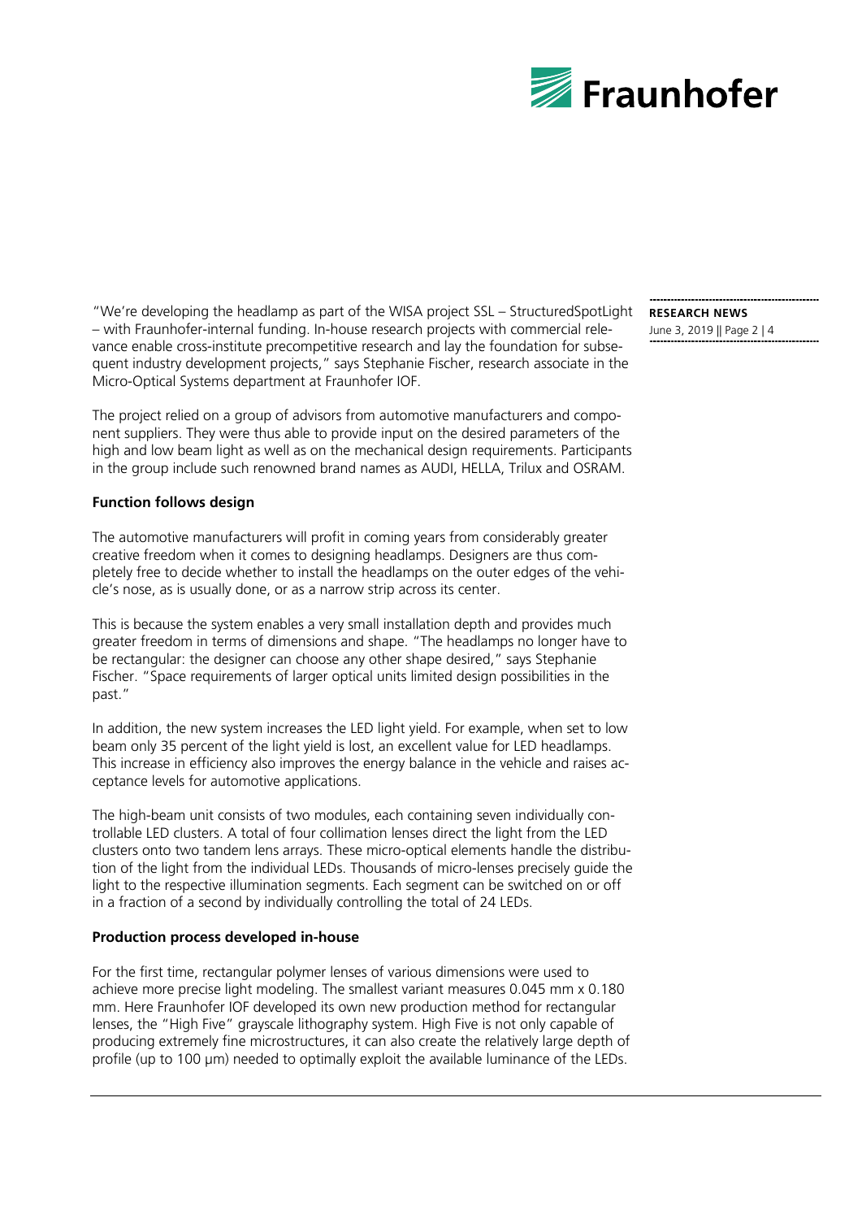"We're developing the headlamp as part of the WISA project SSL – StructuredSpotLight – with Fraunhofer-internal funding. In-house research projects with commercial relevance enable cross-institute precompetitive research and lay the foundation for subsequent industry development projects," says Stephanie Fischer, research associate in the Micro-Optical Systems department at Fraunhofer IOF.

The project relied on a group of advisors from automotive manufacturers and component suppliers. They were thus able to provide input on the desired parameters of the high and low beam light as well as on the mechanical design requirements. Participants in the group include such renowned brand names as AUDI, HELLA, Trilux and OSRAM.

**Function follows design**

The automotive manufacturers will profit in coming years from considerably greater creative freedom when it comes to designing headlamps. Designers are thus completely free to decide whether to install the headlamps on the outer edges of the vehicle's nose, as is usually done, or as a narrow strip across its center.

This is because the system enables a very small installation depth and provides much greater freedom in terms of dimensions and shape. "The headlamps no longer have to be rectangular: the designer can choose any other shape desired," says Stephanie Fischer. "Space requirements of larger optical units limited design possibilities in the past."

In addition, the new system increases the LED light yield. For example, when set to low beam only 35 percent of the light yield is lost, an excellent value for LED headlamps. This increase in efficiency also improves the energy balance in the vehicle and raises acceptance levels for automotive applications.

The high-beam unit consists of two modules, each containing seven individually controllable LED clusters. A total of four collimation lenses direct the light from the LED clusters onto two tandem lens arrays. These micro-optical elements handle the distribution of the light from the individual LEDs. Thousands of micro-lenses precisely guide the light to the respective illumination segments. Each segment can be switched on or off in a fraction of a second by individually controlling the total of 24 LEDs.

**Production process developed in-house**

For the first time, rectangular polymer lenses of various dimensions were used to achieve more precise light modeling. The smallest variant measures 0.045 mm x 0.180 mm. Here Fraunhofer IOF developed its own new production method for rectangular lenses, the "High Five" grayscale lithography system. High Five is not only capable of producing extremely fine microstructures, it can also create the relatively large depth of profile (up to 100 µm) needed to optimally exploit the available luminance of the LEDs.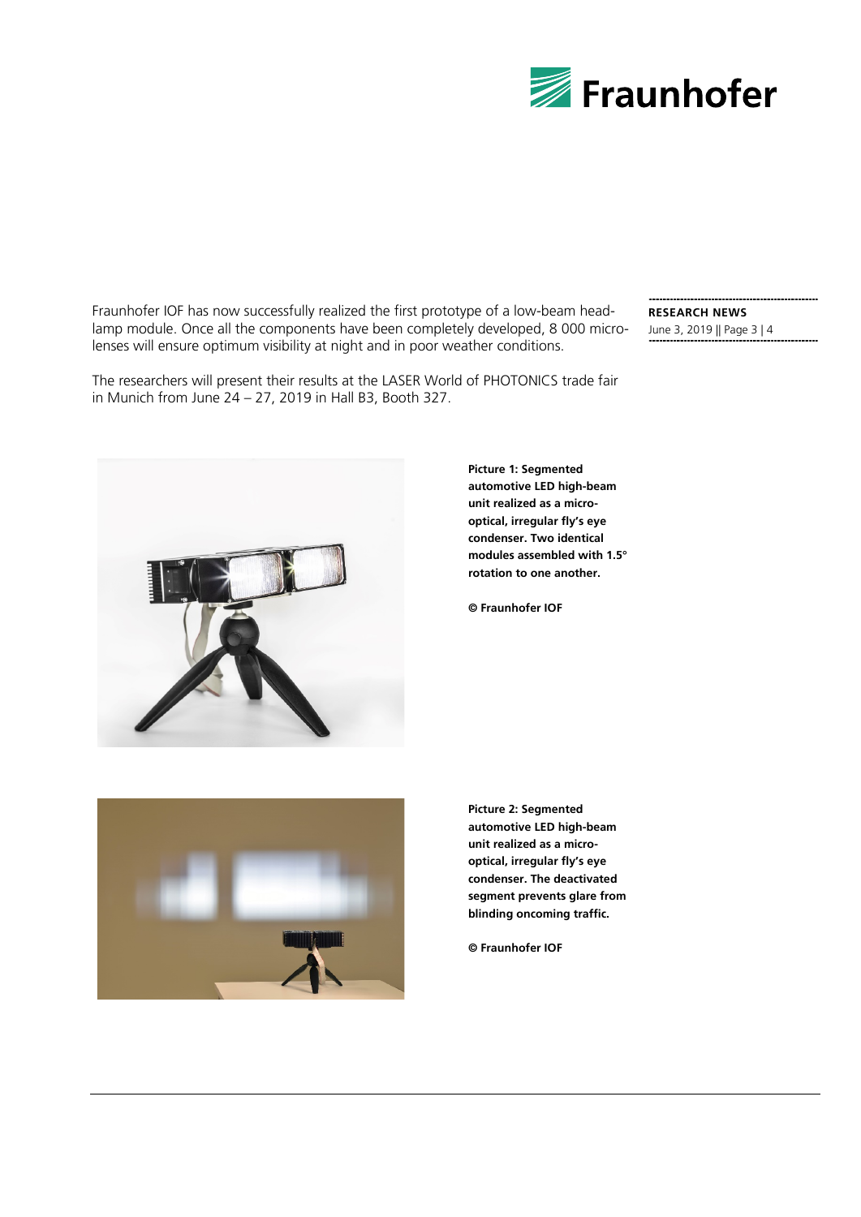Fraunhofer IOF has now successfully realized the first prototype of a low-beam headlamp module. Once all the components have been completely developed, 8 000 microlenses will ensure optimum visibility at night and in poor weather conditions.

The researchers will present their results at the LASER World of PHOTONICS trade fair in Munich from June 24 – 27, 2019 in Hall B3, Booth 327.

**Picture 1: Segmented automotive LED high-beam unit realized as a micro-optical, irregular fly's eye condenser. Two identical modules assembled with 1.5° rotation to one another.**

**© Fraunhofer IOF**

**Picture 2: Segmented automotive LED high-beam unit realized as a micro-optical, irregular fly's eye condenser. The deactivated segment prevents glare from blinding oncoming traffic.**

**© Fraunhofer IOF**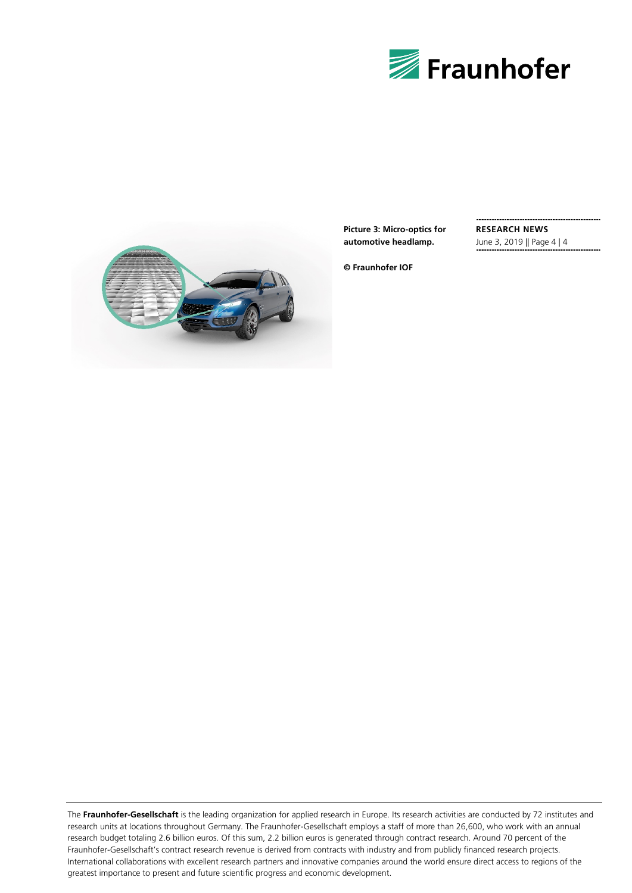**Picture 3: Micro-optics for automotive headlamp.**

**© Fraunhofer IOF**

The **Fraunhofer-Gesellschaft** is the leading organization for applied research in Europe. Its research activities are conducted by 72 institutes and research units at locations throughout Germany. The Fraunhofer-Gesellschaft employs a staff of more than 26,600, who work with an annual research budget totaling 2.6 billion euros. Of this sum, 2.2 billion euros is generated through contract research. Around 70 percent of the Fraunhofer-Gesellschaft's contract research revenue is derived from contracts with industry and from publicly financed research projects. International collaborations with excellent research partners and innovative companies around the world ensure direct access to regions of the greatest importance to present and future scientific progress and economic development.